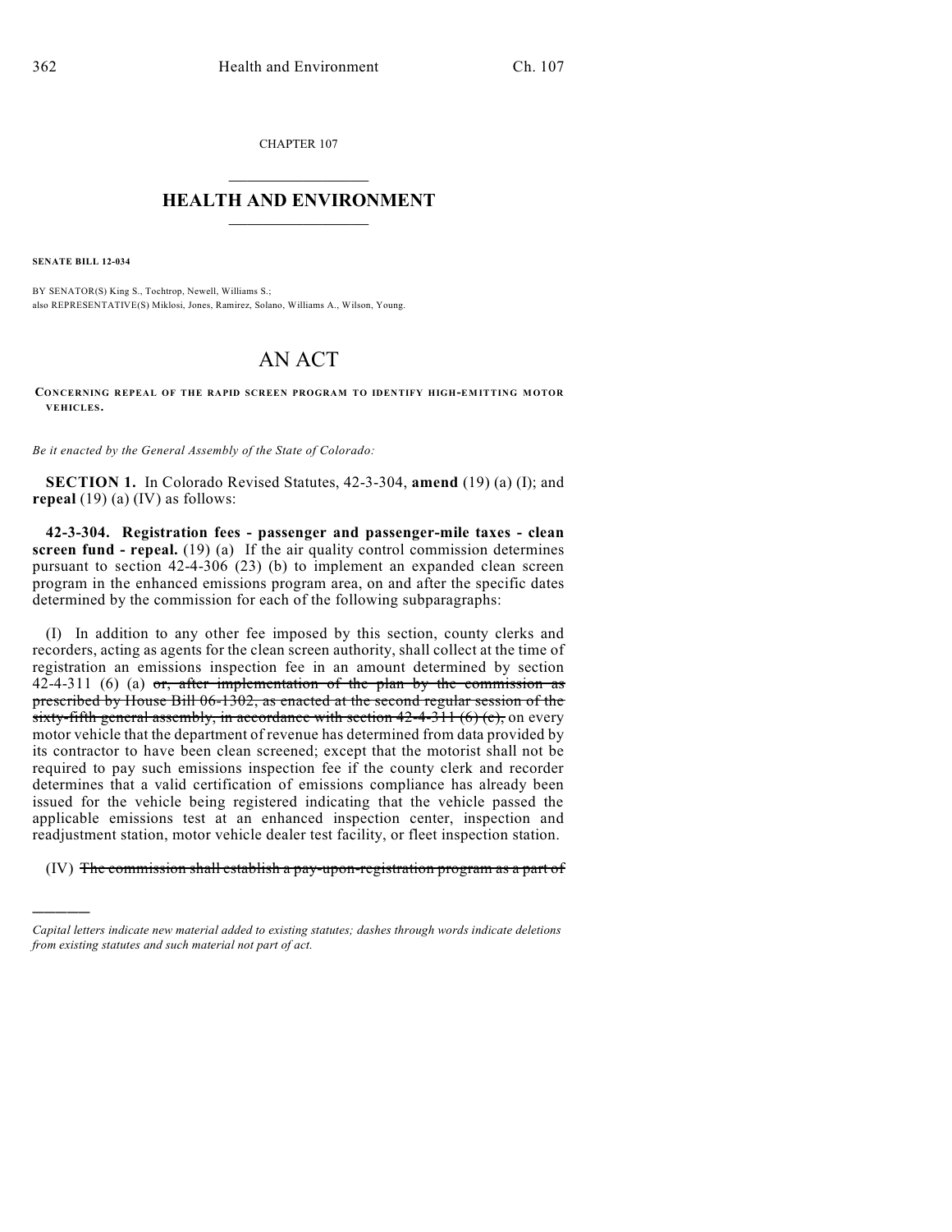CHAPTER 107

# HEALTH AND ENVIRONMENT

**SENATE BILL 12-034**

BY SENATOR(S) King S., Tochtrop, Newell, Williams S.;
also REPRESENTATIVE(S) Miklosi, Jones, Ramirez, Solano, Williams A., Wilson, Young.

# AN ACT

**CONCERNING REPEAL OF THE RAPID SCREEN PROGRAM TO IDENTIFY HIGH-EMITTING MOTOR VEHICLES.**

*Be it enacted by the General Assembly of the State of Colorado:*

**SECTION 1.** In Colorado Revised Statutes, 42-3-304, **amend** (19) (a) (I); and **repeal** (19) (a) (IV) as follows:

**42-3-304. Registration fees - passenger and passenger-mile taxes - clean screen fund - repeal.** (19) (a) If the air quality control commission determines pursuant to section 42-4-306 (23) (b) to implement an expanded clean screen program in the enhanced emissions program area, on and after the specific dates determined by the commission for each of the following subparagraphs:

(I) In addition to any other fee imposed by this section, county clerks and recorders, acting as agents for the clean screen authority, shall collect at the time of registration an emissions inspection fee in an amount determined by section 42-4-311 (6) (a) ~~or, after implementation of the plan by the commission as prescribed by House Bill 06-1302, as enacted at the second regular session of the sixty-fifth general assembly, in accordance with section 42-4-311 (6) (c),~~ on every motor vehicle that the department of revenue has determined from data provided by its contractor to have been clean screened; except that the motorist shall not be required to pay such emissions inspection fee if the county clerk and recorder determines that a valid certification of emissions compliance has already been issued for the vehicle being registered indicating that the vehicle passed the applicable emissions test at an enhanced inspection center, inspection and readjustment station, motor vehicle dealer test facility, or fleet inspection station.

(IV) ~~The commission shall establish a pay-upon-registration program as a part of~~

*Capital letters indicate new material added to existing statutes; dashes through words indicate deletions from existing statutes and such material not part of act.*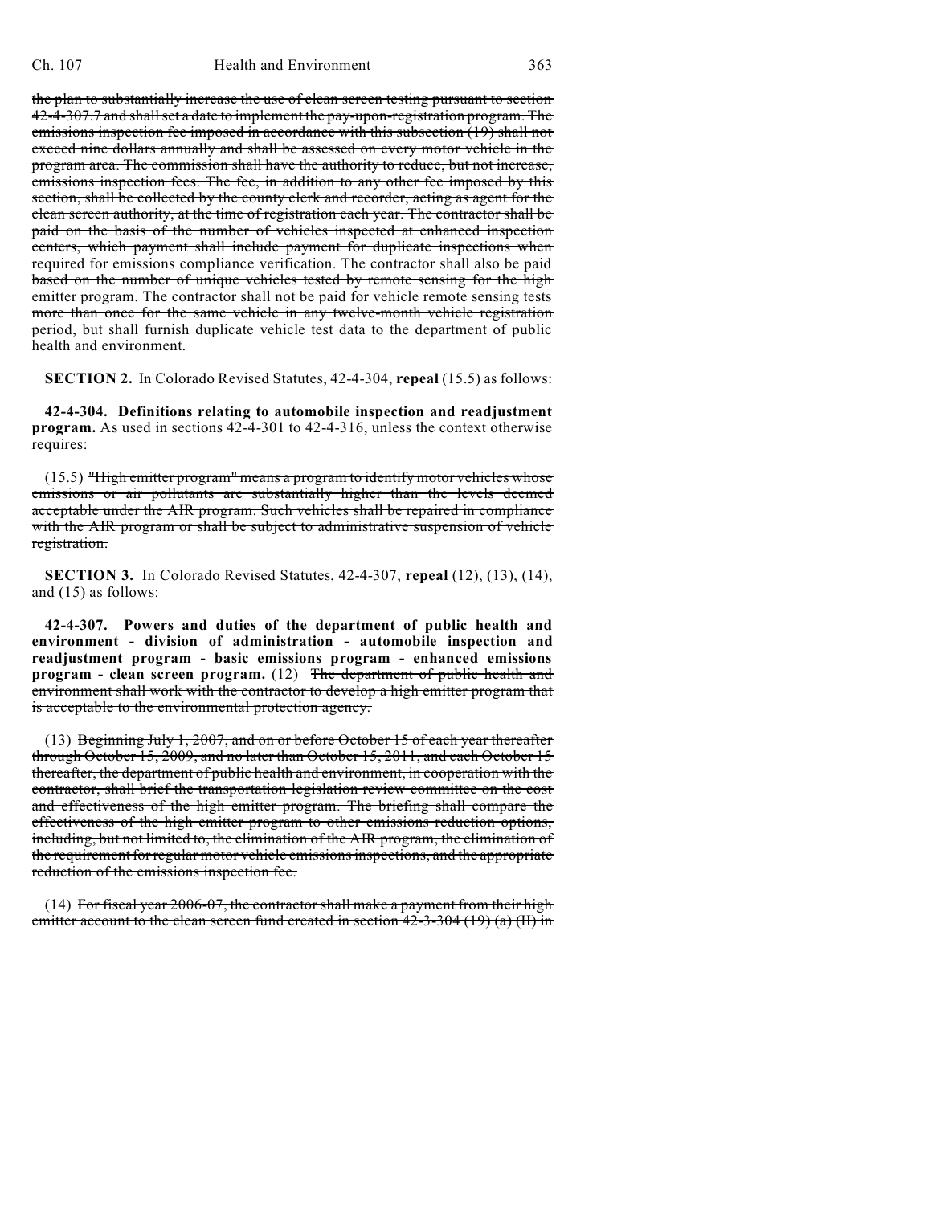~~the plan to substantially increase the use of clean screen testing pursuant to section 42-4-307.7 and shall set a date to implement the pay-upon-registration program. The emissions inspection fee imposed in accordance with this subsection (19) shall not exceed nine dollars annually and shall be assessed on every motor vehicle in the program area. The commission shall have the authority to reduce, but not increase, emissions inspection fees. The fee, in addition to any other fee imposed by this section, shall be collected by the county clerk and recorder, acting as agent for the clean screen authority, at the time of registration each year. The contractor shall be paid on the basis of the number of vehicles inspected at enhanced inspection centers, which payment shall include payment for duplicate inspections when required for emissions compliance verification. The contractor shall also be paid based on the number of unique vehicles tested by remote sensing for the high emitter program. The contractor shall not be paid for vehicle remote sensing tests more than once for the same vehicle in any twelve-month vehicle registration period, but shall furnish duplicate vehicle test data to the department of public health and environment.~~

**SECTION 2.** In Colorado Revised Statutes, 42-4-304, **repeal** (15.5) as follows:

**42-4-304. Definitions relating to automobile inspection and readjustment program.** As used in sections 42-4-301 to 42-4-316, unless the context otherwise requires:

(15.5) ~~"High emitter program" means a program to identify motor vehicles whose emissions or air pollutants are substantially higher than the levels deemed acceptable under the AIR program. Such vehicles shall be repaired in compliance with the AIR program or shall be subject to administrative suspension of vehicle registration.~~

**SECTION 3.** In Colorado Revised Statutes, 42-4-307, **repeal** (12), (13), (14), and (15) as follows:

**42-4-307. Powers and duties of the department of public health and environment - division of administration - automobile inspection and readjustment program - basic emissions program - enhanced emissions program - clean screen program.** (12) ~~The department of public health and environment shall work with the contractor to develop a high emitter program that is acceptable to the environmental protection agency.~~

(13) ~~Beginning July 1, 2007, and on or before October 15 of each year thereafter through October 15, 2009, and no later than October 15, 2011, and each October 15 thereafter, the department of public health and environment, in cooperation with the contractor, shall brief the transportation legislation review committee on the cost and effectiveness of the high emitter program. The briefing shall compare the effectiveness of the high emitter program to other emissions reduction options, including, but not limited to, the elimination of the AIR program, the elimination of the requirement for regular motor vehicle emissions inspections, and the appropriate reduction of the emissions inspection fee.~~

(14) ~~For fiscal year 2006-07, the contractor shall make a payment from their high emitter account to the clean screen fund created in section 42-3-304 (19) (a) (II) in~~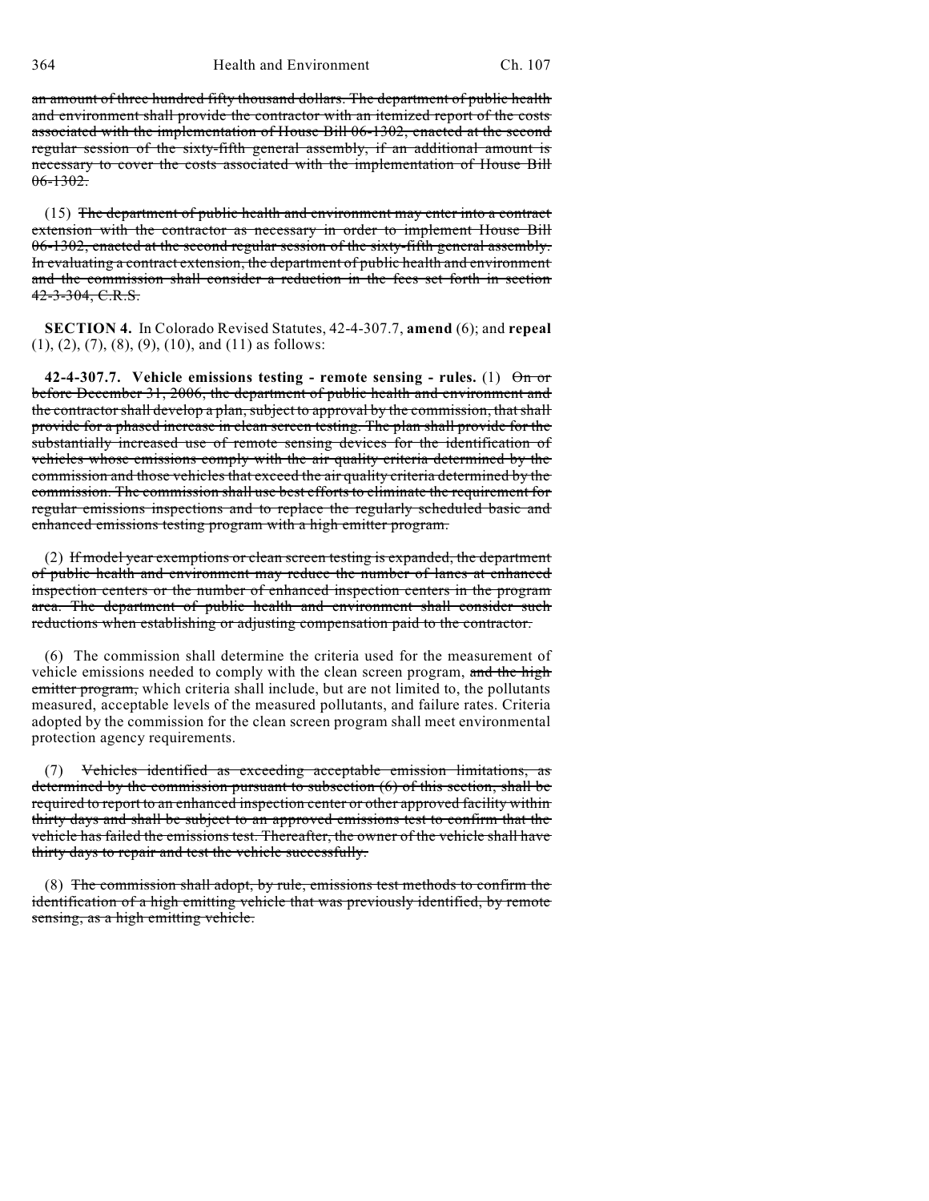~~an amount of three hundred fifty thousand dollars. The department of public health and environment shall provide the contractor with an itemized report of the costs associated with the implementation of House Bill 06-1302, enacted at the second regular session of the sixty-fifth general assembly, if an additional amount is necessary to cover the costs associated with the implementation of House Bill 06-1302.~~

(15) ~~The department of public health and environment may enter into a contract extension with the contractor as necessary in order to implement House Bill 06-1302, enacted at the second regular session of the sixty-fifth general assembly. In evaluating a contract extension, the department of public health and environment and the commission shall consider a reduction in the fees set forth in section 42-3-304, C.R.S.~~

**SECTION 4.** In Colorado Revised Statutes, 42-4-307.7, **amend** (6); and **repeal** (1), (2), (7), (8), (9), (10), and (11) as follows:

**42-4-307.7. Vehicle emissions testing - remote sensing - rules.** (1) ~~On or before December 31, 2006, the department of public health and environment and the contractor shall develop a plan, subject to approval by the commission, that shall provide for a phased increase in clean screen testing. The plan shall provide for the substantially increased use of remote sensing devices for the identification of vehicles whose emissions comply with the air quality criteria determined by the commission and those vehicles that exceed the air quality criteria determined by the commission. The commission shall use best efforts to eliminate the requirement for regular emissions inspections and to replace the regularly scheduled basic and enhanced emissions testing program with a high emitter program.~~

(2) ~~If model year exemptions or clean screen testing is expanded, the department of public health and environment may reduce the number of lanes at enhanced inspection centers or the number of enhanced inspection centers in the program area. The department of public health and environment shall consider such reductions when establishing or adjusting compensation paid to the contractor.~~

(6) The commission shall determine the criteria used for the measurement of vehicle emissions needed to comply with the clean screen program, ~~and the high emitter program,~~ which criteria shall include, but are not limited to, the pollutants measured, acceptable levels of the measured pollutants, and failure rates. Criteria adopted by the commission for the clean screen program shall meet environmental protection agency requirements.

(7) ~~Vehicles identified as exceeding acceptable emission limitations, as determined by the commission pursuant to subsection (6) of this section, shall be required to report to an enhanced inspection center or other approved facility within thirty days and shall be subject to an approved emissions test to confirm that the vehicle has failed the emissions test. Thereafter, the owner of the vehicle shall have thirty days to repair and test the vehicle successfully.~~

(8) ~~The commission shall adopt, by rule, emissions test methods to confirm the identification of a high emitting vehicle that was previously identified, by remote sensing, as a high emitting vehicle.~~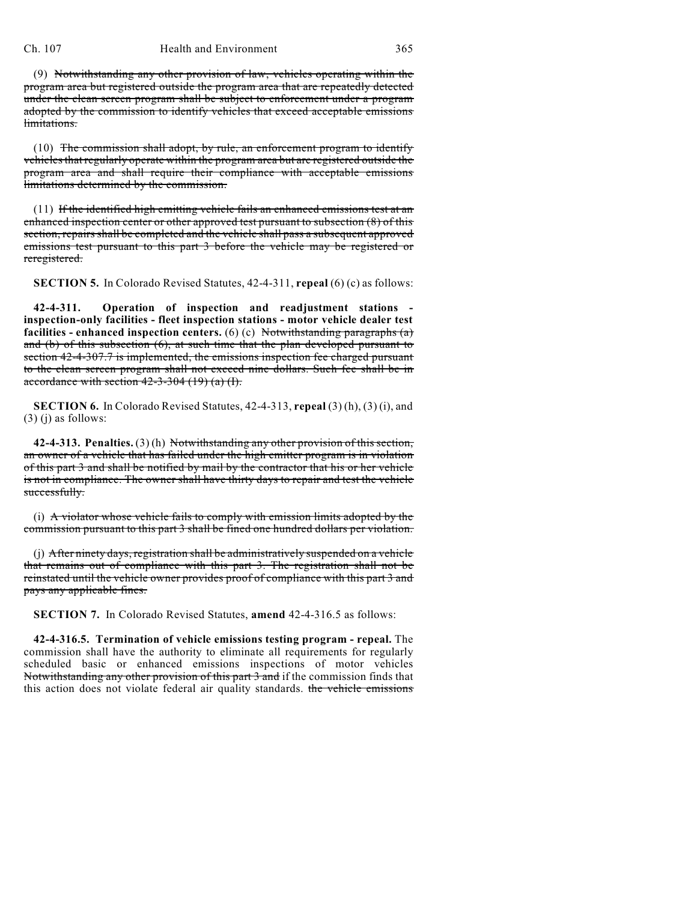(9) ~~Notwithstanding any other provision of law, vehicles operating within the program area but registered outside the program area that are repeatedly detected under the clean screen program shall be subject to enforcement under a program adopted by the commission to identify vehicles that exceed acceptable emissions limitations.~~

(10) ~~The commission shall adopt, by rule, an enforcement program to identify vehicles that regularly operate within the program area but are registered outside the program area and shall require their compliance with acceptable emissions limitations determined by the commission.~~

(11) ~~If the identified high emitting vehicle fails an enhanced emissions test at an enhanced inspection center or other approved test pursuant to subsection (8) of this section, repairs shall be completed and the vehicle shall pass a subsequent approved emissions test pursuant to this part 3 before the vehicle may be registered or reregistered.~~

**SECTION 5.** In Colorado Revised Statutes, 42-4-311, **repeal** (6) (c) as follows:

**42-4-311. Operation of inspection and readjustment stations - inspection-only facilities - fleet inspection stations - motor vehicle dealer test facilities - enhanced inspection centers.** (6) (c) ~~Notwithstanding paragraphs (a) and (b) of this subsection (6), at such time that the plan developed pursuant to section 42-4-307.7 is implemented, the emissions inspection fee charged pursuant to the clean screen program shall not exceed nine dollars. Such fee shall be in accordance with section 42-3-304 (19) (a) (I).~~

**SECTION 6.** In Colorado Revised Statutes, 42-4-313, **repeal** (3) (h), (3) (i), and (3) (j) as follows:

**42-4-313. Penalties.** (3) (h) ~~Notwithstanding any other provision of this section, an owner of a vehicle that has failed under the high emitter program is in violation of this part 3 and shall be notified by mail by the contractor that his or her vehicle is not in compliance. The owner shall have thirty days to repair and test the vehicle successfully.~~

(i) ~~A violator whose vehicle fails to comply with emission limits adopted by the commission pursuant to this part 3 shall be fined one hundred dollars per violation.~~

(j) ~~After ninety days, registration shall be administratively suspended on a vehicle that remains out of compliance with this part 3. The registration shall not be reinstated until the vehicle owner provides proof of compliance with this part 3 and pays any applicable fines.~~

**SECTION 7.** In Colorado Revised Statutes, **amend** 42-4-316.5 as follows:

**42-4-316.5. Termination of vehicle emissions testing program - repeal.** The commission shall have the authority to eliminate all requirements for regularly scheduled basic or enhanced emissions inspections of motor vehicles ~~Notwithstanding any other provision of this part 3 and~~ if the commission finds that this action does not violate federal air quality standards. ~~the vehicle emissions~~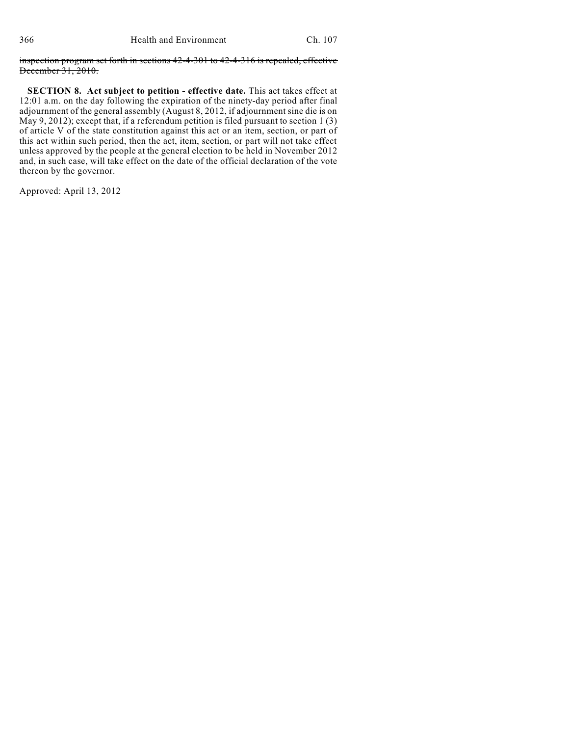~~inspection program set forth in sections 42-4-301 to 42-4-316 is repealed, effective December 31, 2010.~~

**SECTION 8. Act subject to petition - effective date.** This act takes effect at 12:01 a.m. on the day following the expiration of the ninety-day period after final adjournment of the general assembly (August 8, 2012, if adjournment sine die is on May 9, 2012); except that, if a referendum petition is filed pursuant to section 1 (3) of article V of the state constitution against this act or an item, section, or part of this act within such period, then the act, item, section, or part will not take effect unless approved by the people at the general election to be held in November 2012 and, in such case, will take effect on the date of the official declaration of the vote thereon by the governor.

Approved: April 13, 2012